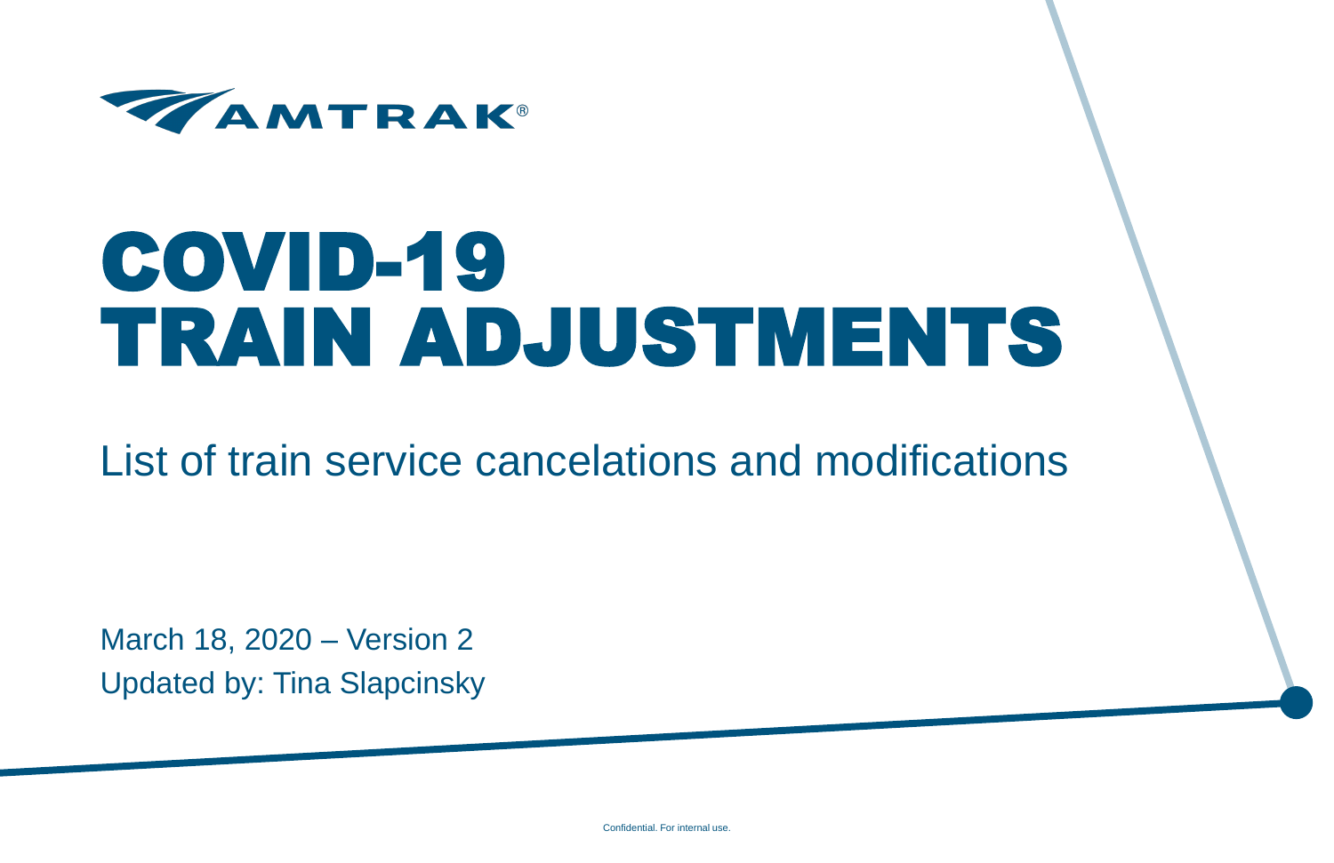AMTRAK®

# COVID-19 TRAIN ADJUSTMENTS

List of train service cancelations and modifications

March 18, 2020 – Version 2

Updated by: Tina Slapcinsky

Confidential. For internal use.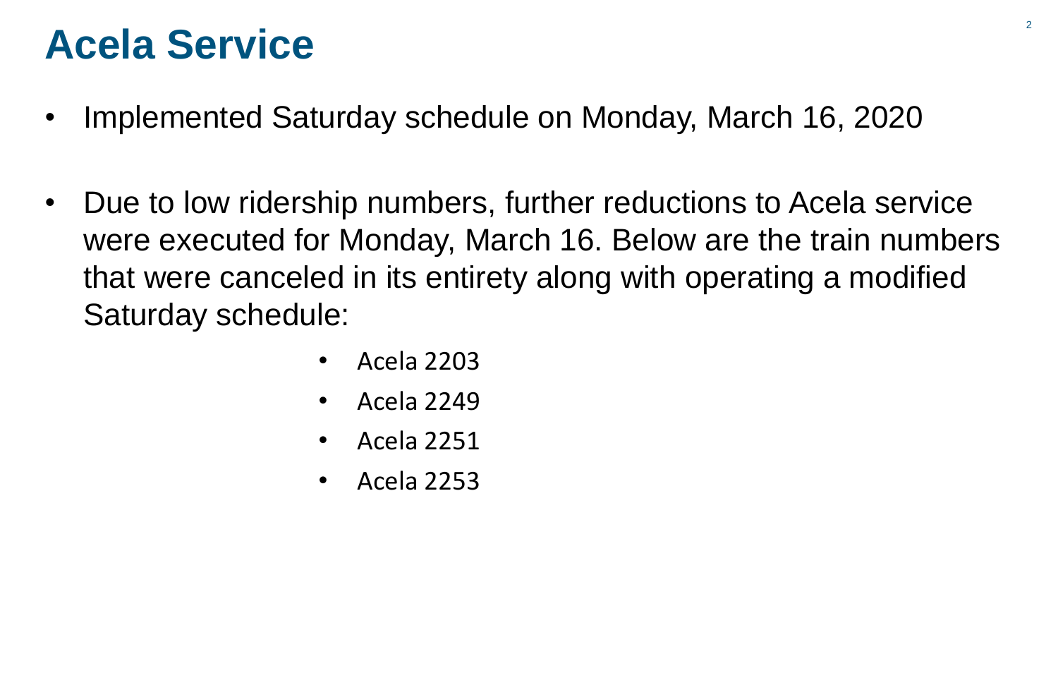# Acela Service

- Implemented Saturday schedule on Monday, March 16, 2020

- Due to low ridership numbers, further reductions to Acela service were executed for Monday, March 16. Below are the train numbers that were canceled in its entirety along with operating a modified Saturday schedule:
    - Acela 2203
    - Acela 2249
    - Acela 2251
    - Acela 2253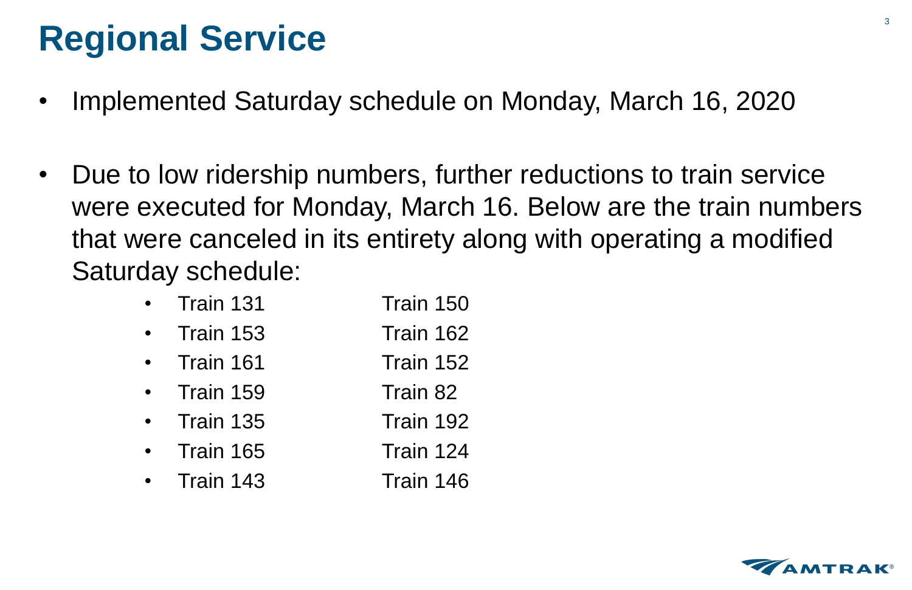# Regional Service

- Implemented Saturday schedule on Monday, March 16, 2020

- Due to low ridership numbers, further reductions to train service were executed for Monday, March 16. Below are the train numbers that were canceled in its entirety along with operating a modified Saturday schedule:
  - Train 131
  - Train 153
  - Train 161
  - Train 159
  - Train 135
  - Train 165
  - Train 143
  - Train 150
  - Train 162
  - Train 152
  - Train 82
  - Train 192
  - Train 124
  - Train 146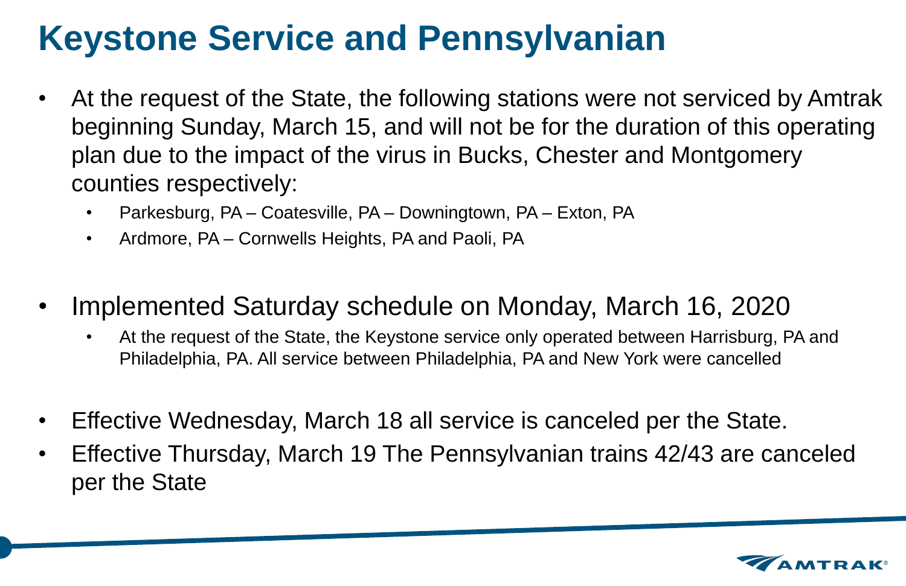# Keystone Service and Pennsylvanian

- At the request of the State, the following stations were not serviced by Amtrak beginning Sunday, March 15, and will not be for the duration of this operating plan due to the impact of the virus in Bucks, Chester and Montgomery counties respectively:
  - Parkesburg, PA – Coatesville, PA – Downingtown, PA – Exton, PA
  - Ardmore, PA – Cornwells Heights, PA and Paoli, PA
- Implemented Saturday schedule on Monday, March 16, 2020
  - At the request of the State, the Keystone service only operated between Harrisburg, PA and Philadelphia, PA. All service between Philadelphia, PA and New York were cancelled
- Effective Wednesday, March 18 all service is canceled per the State.
- Effective Thursday, March 19 The Pennsylvanian trains 42/43 are canceled per the State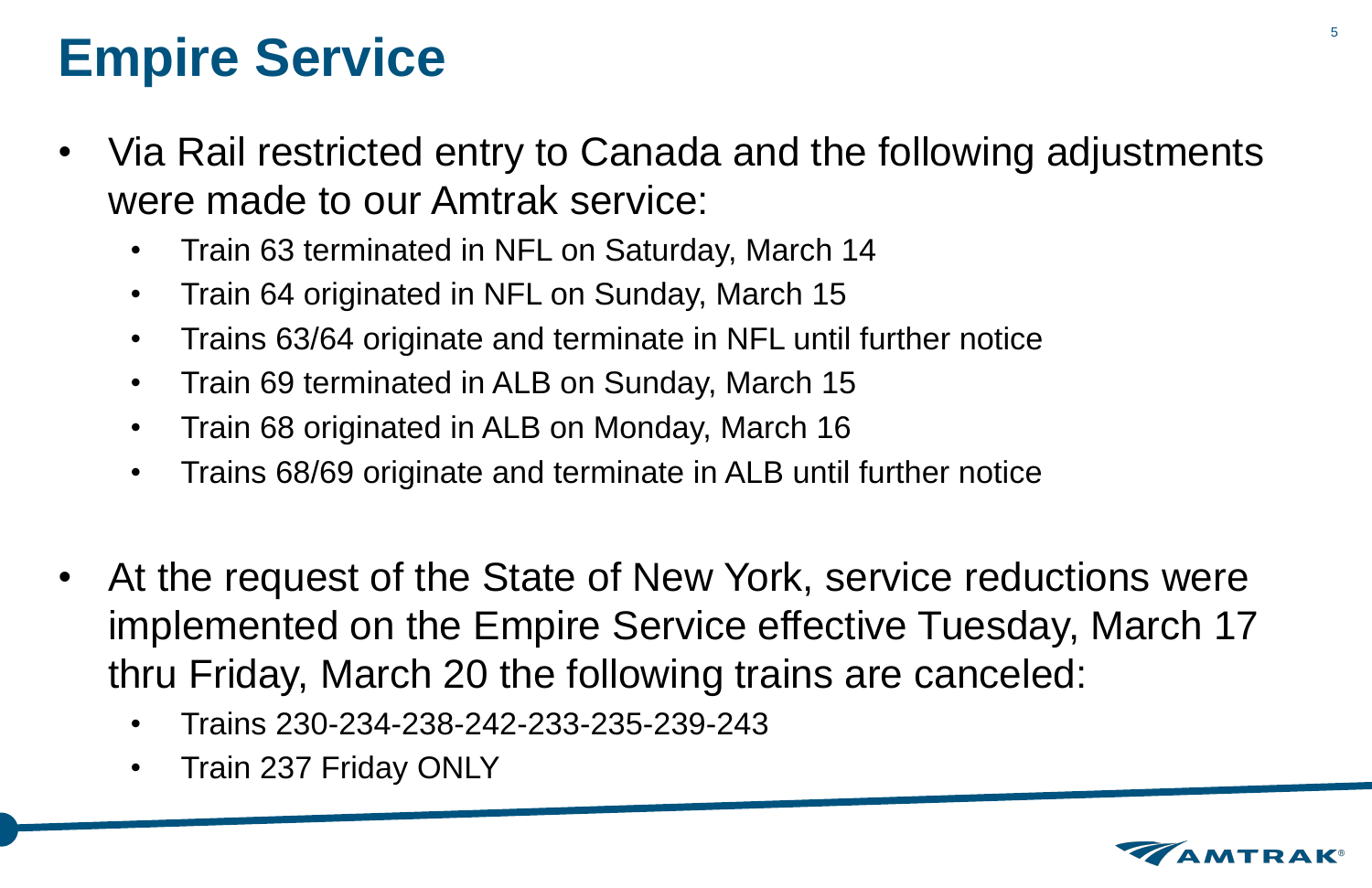# Empire Service

- Via Rail restricted entry to Canada and the following adjustments were made to our Amtrak service:
  - Train 63 terminated in NFL on Saturday, March 14
  - Train 64 originated in NFL on Sunday, March 15
  - Trains 63/64 originate and terminate in NFL until further notice
  - Train 69 terminated in ALB on Sunday, March 15
  - Train 68 originated in ALB on Monday, March 16
  - Trains 68/69 originate and terminate in ALB until further notice

- At the request of the State of New York, service reductions were implemented on the Empire Service effective Tuesday, March 17 thru Friday, March 20 the following trains are canceled:
  - Trains 230-234-238-242-233-235-239-243
  - Train 237 Friday ONLY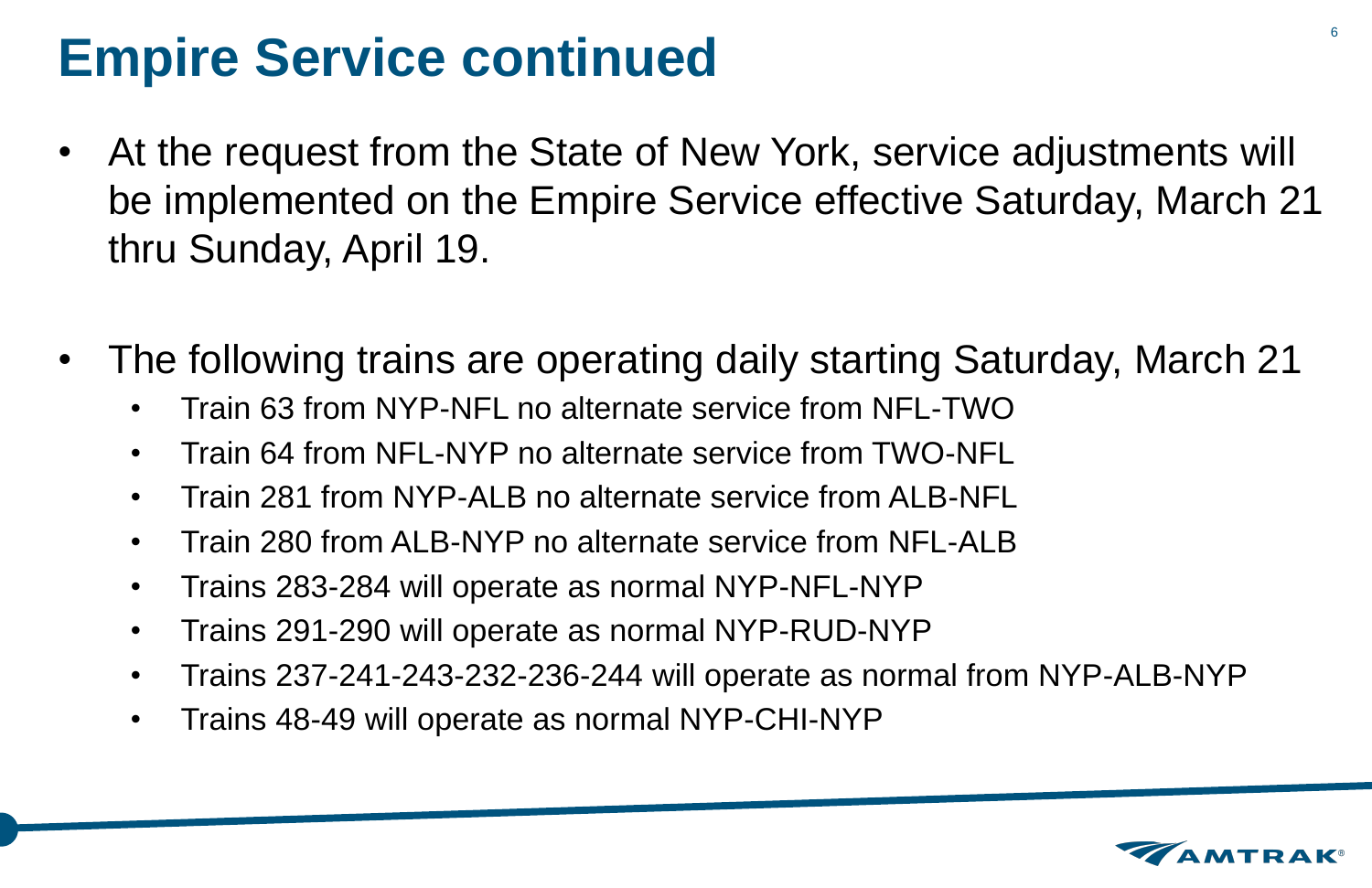# Empire Service continued

- At the request from the State of New York, service adjustments will be implemented on the Empire Service effective Saturday, March 21 thru Sunday, April 19.

- The following trains are operating daily starting Saturday, March 21
  - Train 63 from NYP-NFL no alternate service from NFL-TWO
  - Train 64 from NFL-NYP no alternate service from TWO-NFL
  - Train 281 from NYP-ALB no alternate service from ALB-NFL
  - Train 280 from ALB-NYP no alternate service from NFL-ALB
  - Trains 283-284 will operate as normal NYP-NFL-NYP
  - Trains 291-290 will operate as normal NYP-RUD-NYP
  - Trains 237-241-243-232-236-244 will operate as normal from NYP-ALB-NYP
  - Trains 48-49 will operate as normal NYP-CHI-NYP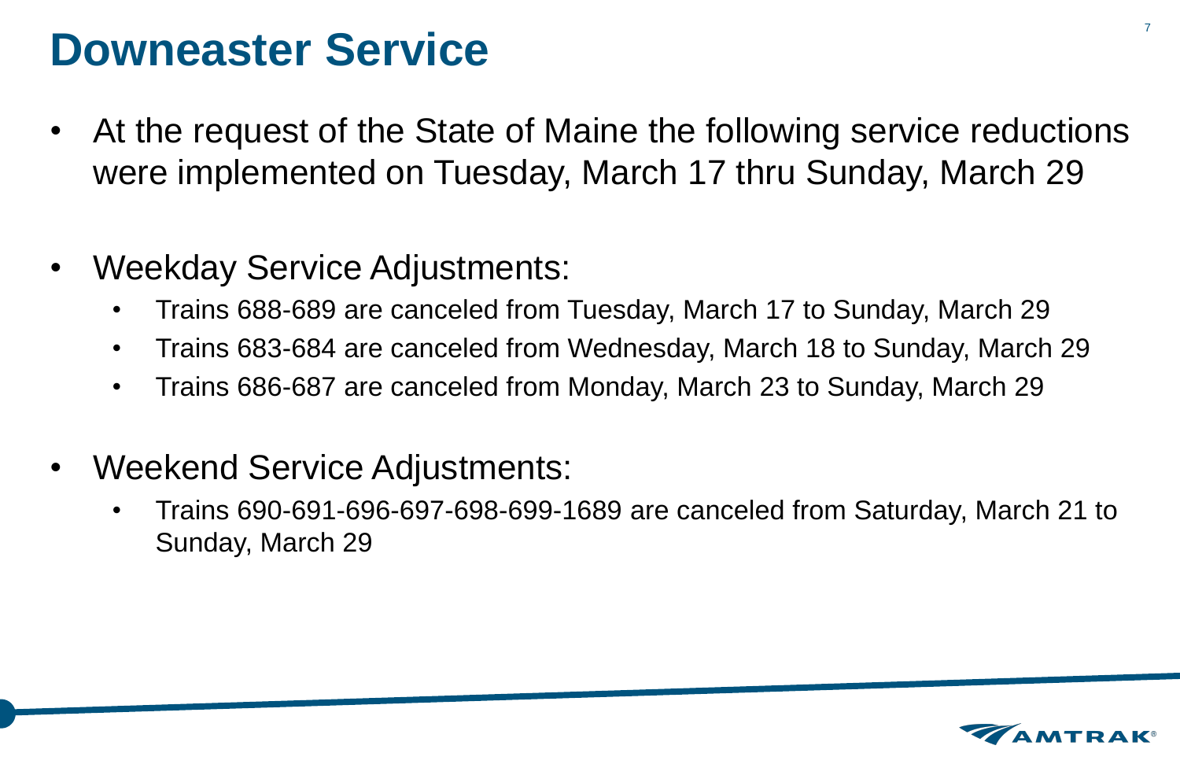# Downeaster Service

- At the request of the State of Maine the following service reductions were implemented on Tuesday, March 17 thru Sunday, March 29

- Weekday Service Adjustments:
  - Trains 688-689 are canceled from Tuesday, March 17 to Sunday, March 29
  - Trains 683-684 are canceled from Wednesday, March 18 to Sunday, March 29
  - Trains 686-687 are canceled from Monday, March 23 to Sunday, March 29

- Weekend Service Adjustments:
  - Trains 690-691-696-697-698-699-1689 are canceled from Saturday, March 21 to Sunday, March 29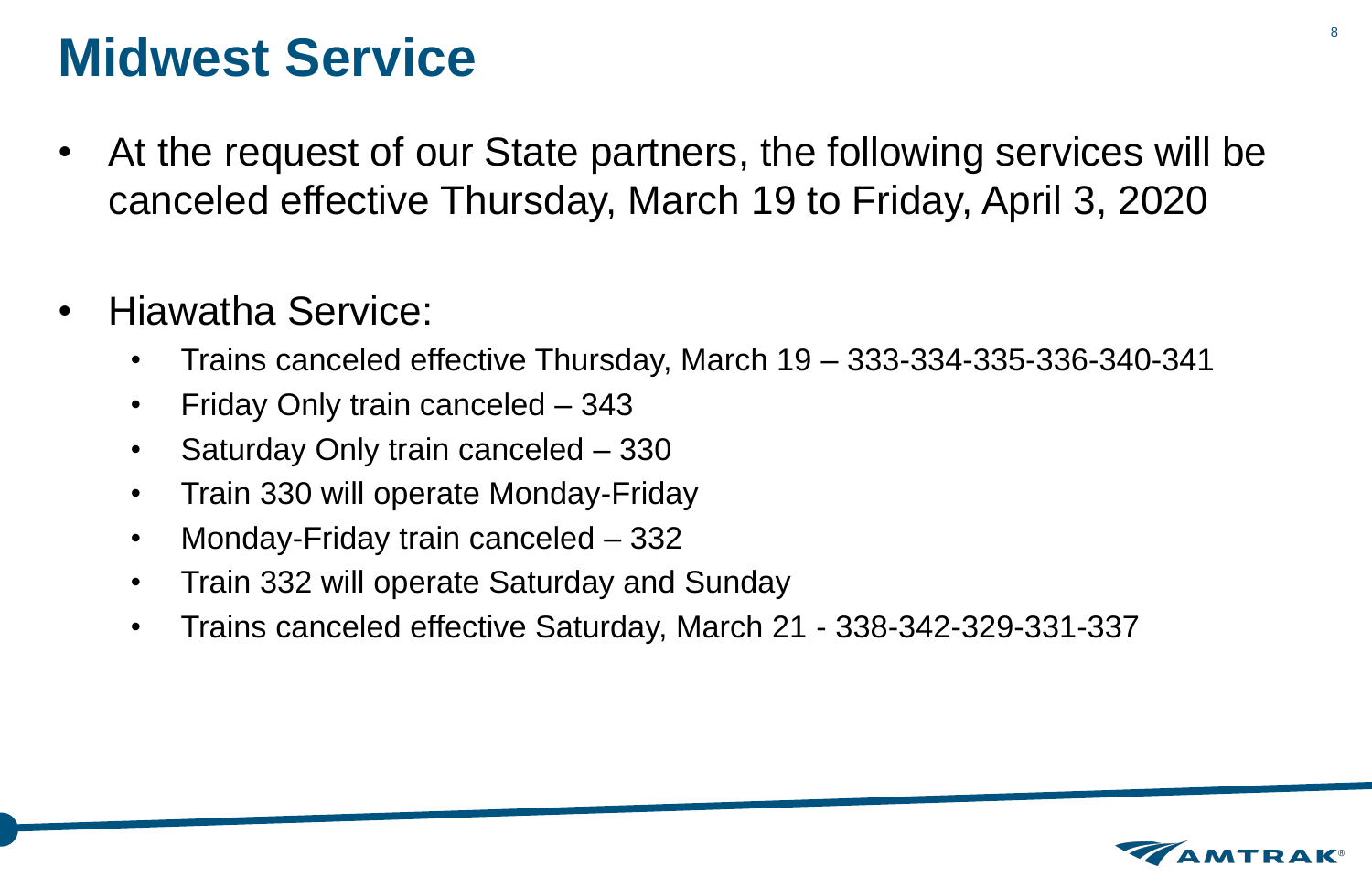# Midwest Service

- At the request of our State partners, the following services will be canceled effective Thursday, March 19 to Friday, April 3, 2020

- Hiawatha Service:
  - Trains canceled effective Thursday, March 19 – 333-334-335-336-340-341
  - Friday Only train canceled – 343
  - Saturday Only train canceled – 330
  - Train 330 will operate Monday-Friday
  - Monday-Friday train canceled – 332
  - Train 332 will operate Saturday and Sunday
  - Trains canceled effective Saturday, March 21 - 338-342-329-331-337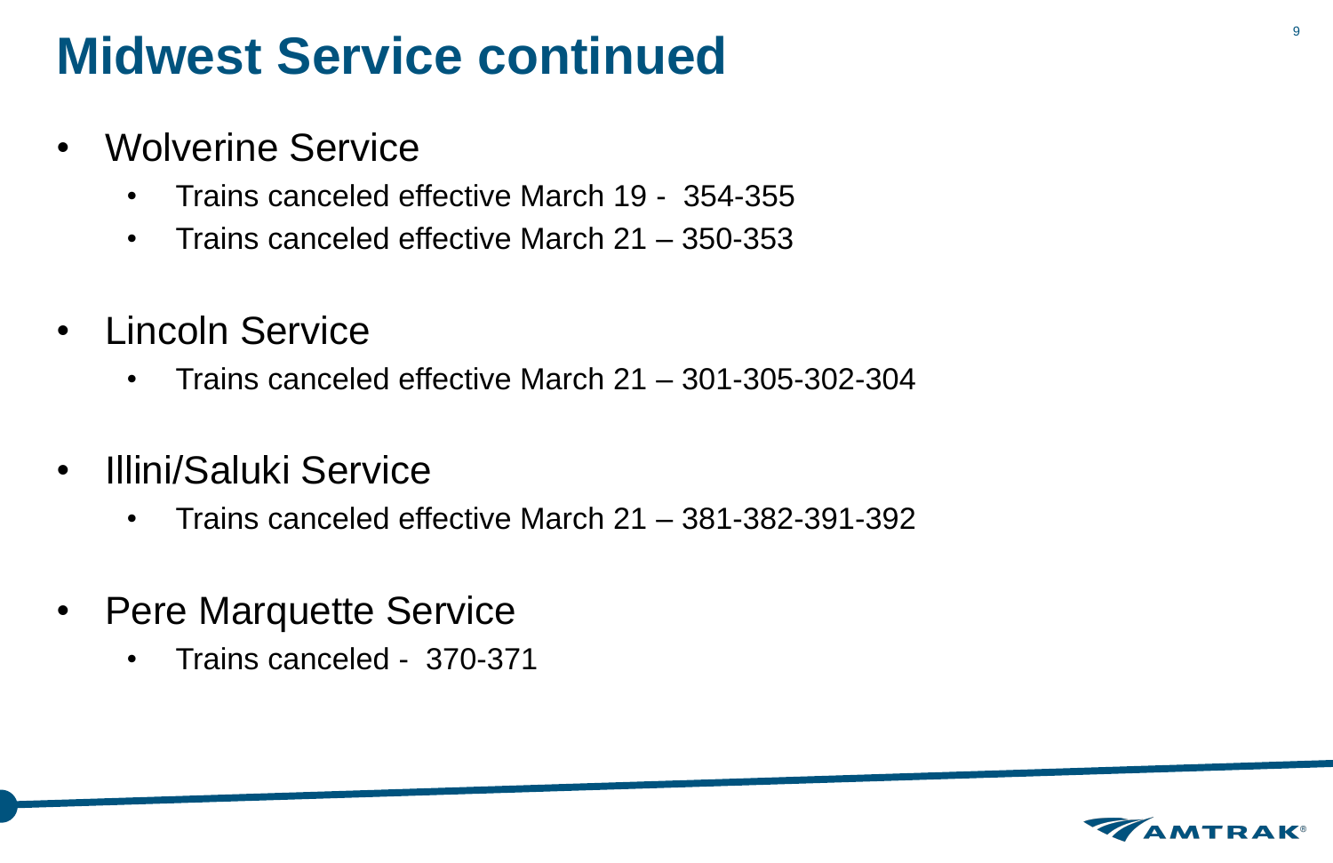# Midwest Service continued

- Wolverine Service
  - Trains canceled effective March 19 - 354-355
  - Trains canceled effective March 21 – 350-353
- Lincoln Service
  - Trains canceled effective March 21 – 301-305-302-304
- Illini/Saluki Service
  - Trains canceled effective March 21 – 381-382-391-392
- Pere Marquette Service
  - Trains canceled - 370-371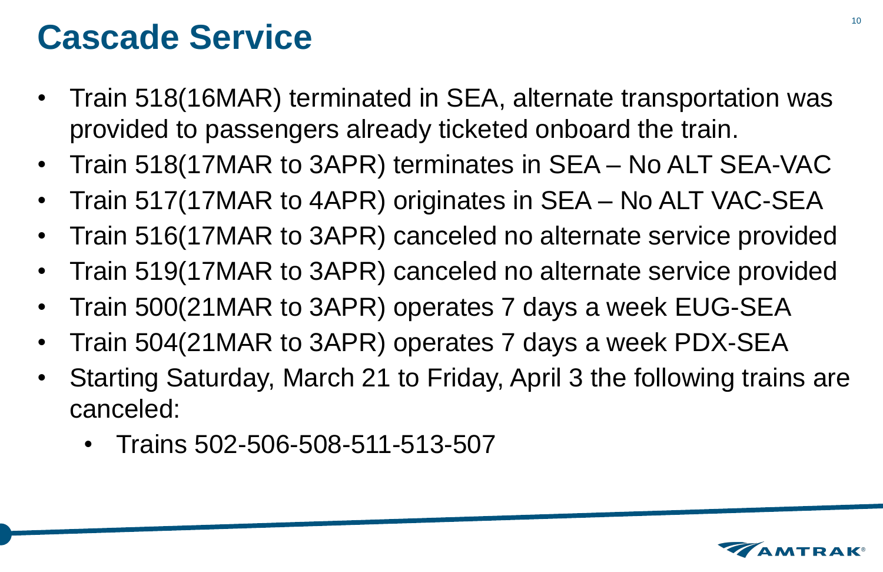# Cascade Service

- Train 518(16MAR) terminated in SEA, alternate transportation was provided to passengers already ticketed onboard the train.
- Train 518(17MAR to 3APR) terminates in SEA – No ALT SEA-VAC
- Train 517(17MAR to 4APR) originates in SEA – No ALT VAC-SEA
- Train 516(17MAR to 3APR) canceled no alternate service provided
- Train 519(17MAR to 3APR) canceled no alternate service provided
- Train 500(21MAR to 3APR) operates 7 days a week EUG-SEA
- Train 504(21MAR to 3APR) operates 7 days a week PDX-SEA
- Starting Saturday, March 21 to Friday, April 3 the following trains are canceled:
  - Trains 502-506-508-511-513-507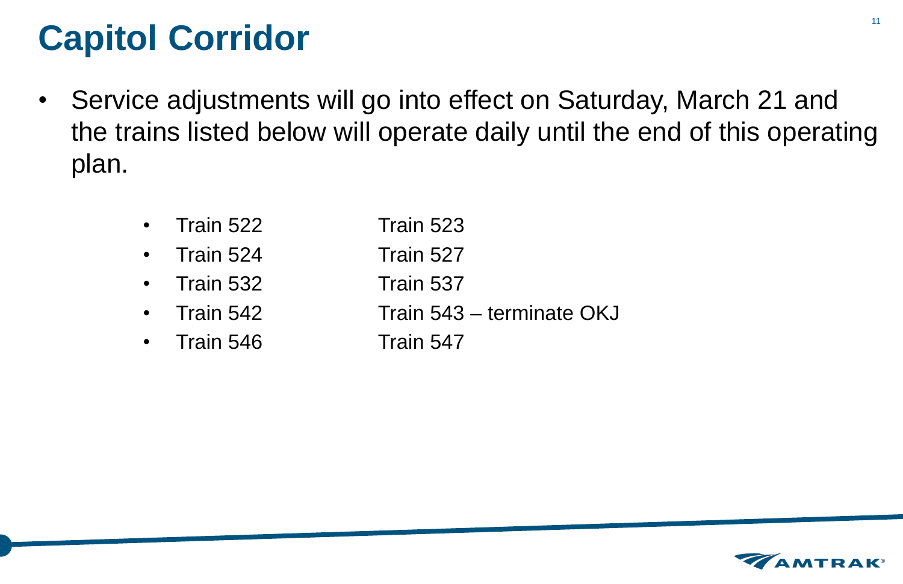# Capitol Corridor

- Service adjustments will go into effect on Saturday, March 21 and the trains listed below will operate daily until the end of this operating plan.

  - Train 522 Train 523
  - Train 524 Train 527
  - Train 532 Train 537
  - Train 542 Train 543 – terminate OKJ
  - Train 546 Train 547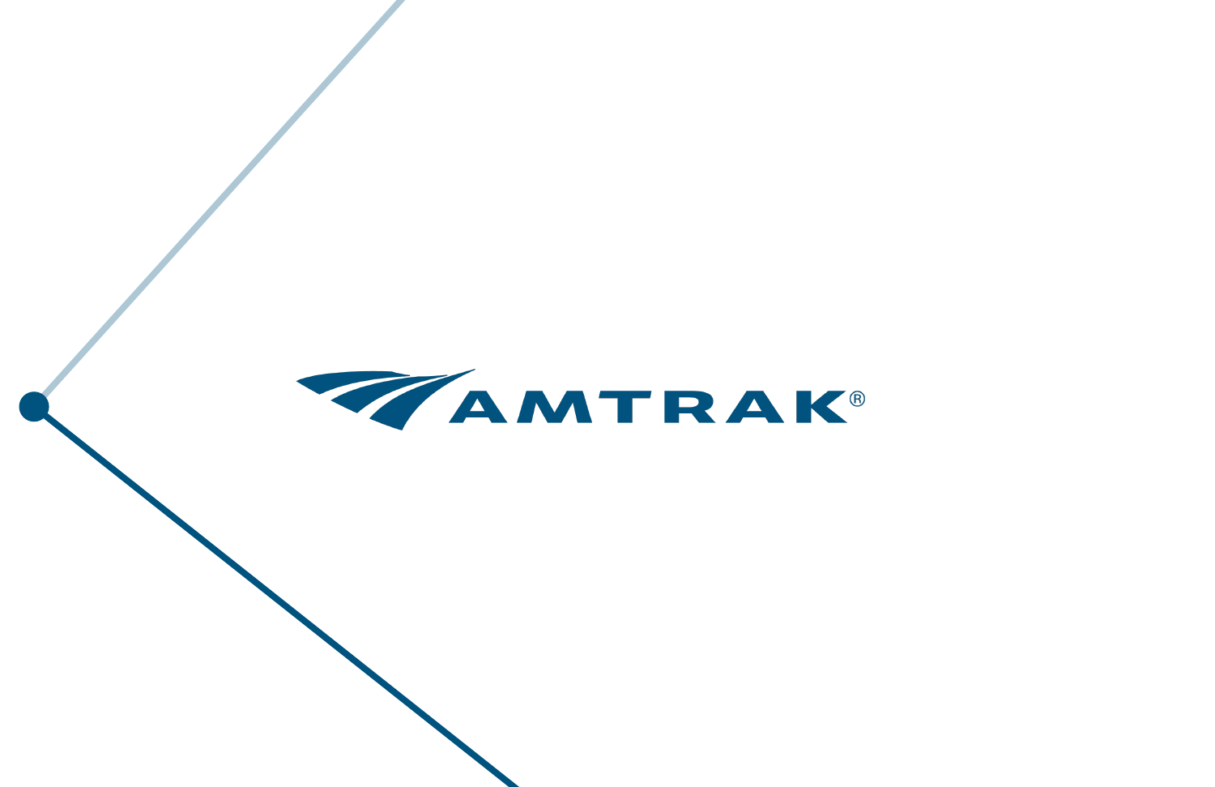AMTRAK®